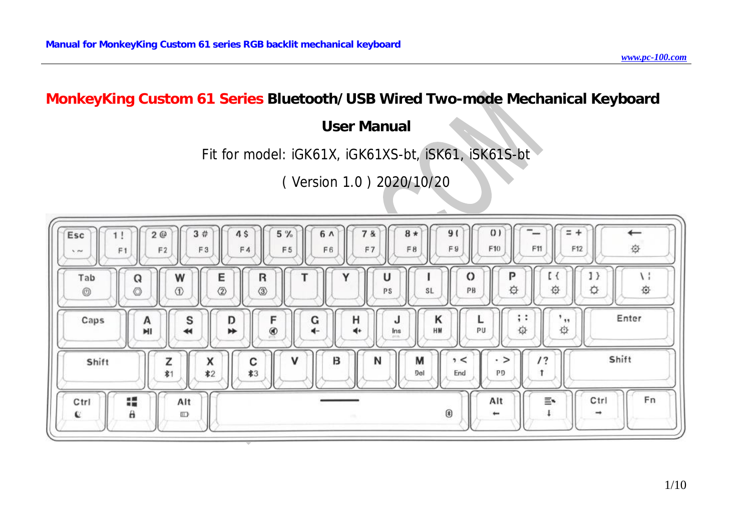# MonkeyKing Custom 61 Series Bluetooth/USB Wired Two-mode Mechanical Keyboard

## User Manual

Fit for model: iGK61X, iGK61XS-bt, iSK61, iSK61S-bt

( Version 1.0 ) 2020/10/20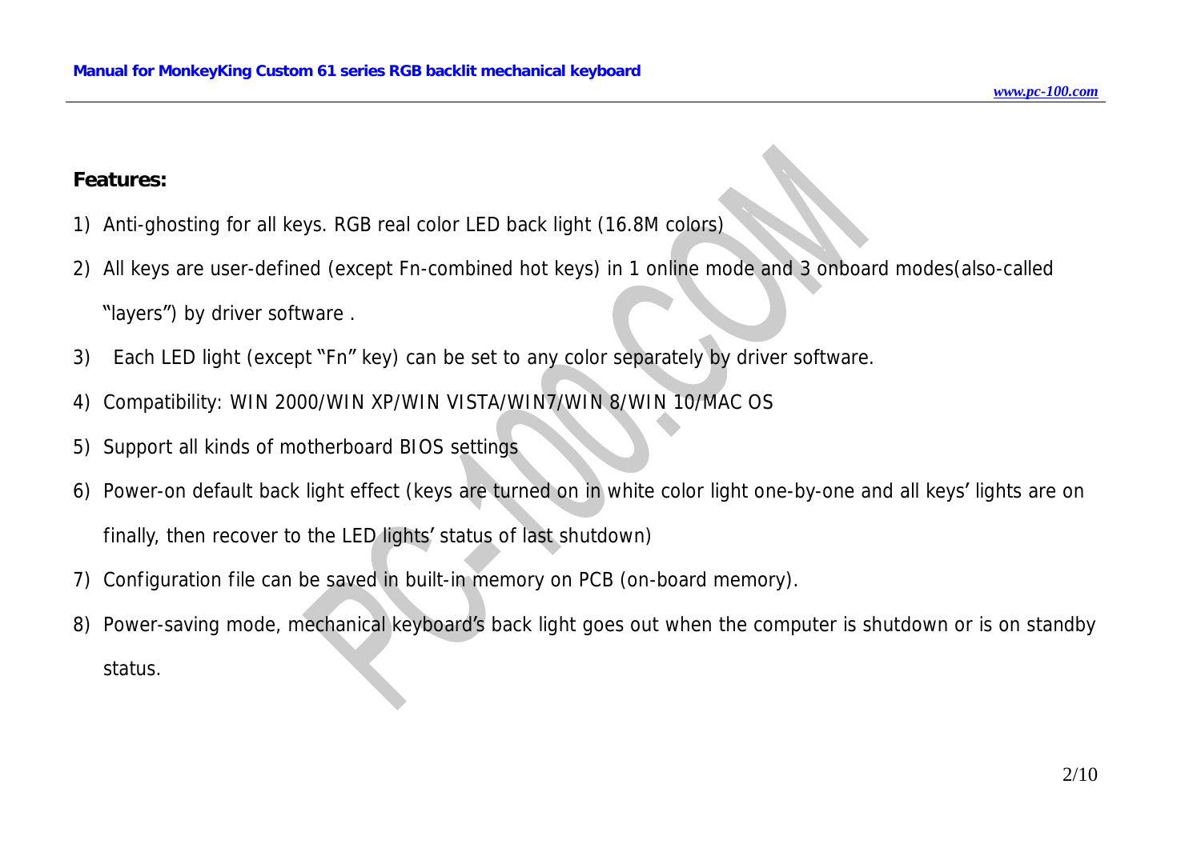**Features:**

1) Anti-ghosting for all keys. RGB real color LED back light (16.8M colors)
2) All keys are user-defined (except Fn-combined hot keys) in 1 online mode and 3 onboard modes(also-called "layers") by driver software .
3) Each LED light (except "Fn" key) can be set to any color separately by driver software.
4) Compatibility: WIN 2000/WIN XP/WIN VISTA/WIN7/WIN 8/WIN 10/MAC OS
5) Support all kinds of motherboard BIOS settings
6) Power-on default back light effect (keys are turned on in white color light one-by-one and all keys' lights are on finally, then recover to the LED lights' status of last shutdown)
7) Configuration file can be saved in built-in memory on PCB (on-board memory).
8) Power-saving mode, mechanical keyboard's back light goes out when the computer is shutdown or is on standby status.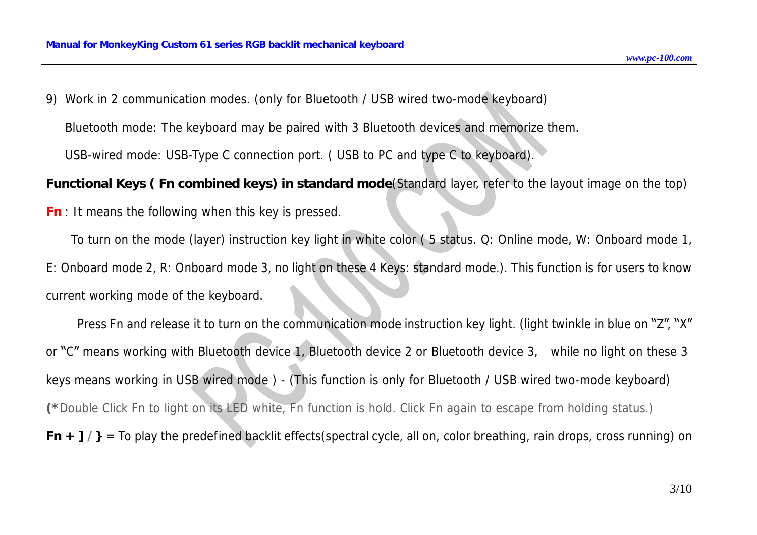9) Work in 2 communication modes. (only for Bluetooth / USB wired two-mode keyboard)

Bluetooth mode: The keyboard may be paired with 3 Bluetooth devices and memorize them.

USB-wired mode: USB-Type C connection port. ( USB to PC and type C to keyboard).

**Functional Keys ( Fn combined keys) in standard mode**(Standard layer, refer to the layout image on the top)

**Fn** : It means the following when this key is pressed.

To turn on the mode (layer) instruction key light in white color ( 5 status. Q: Online mode, W: Onboard mode 1, E: Onboard mode 2, R: Onboard mode 3, no light on these 4 Keys: standard mode.). This function is for users to know current working mode of the keyboard.

Press Fn and release it to turn on the communication mode instruction key light. (light twinkle in blue on "Z", "X" or "C" means working with Bluetooth device 1, Bluetooth device 2 or Bluetooth device 3, while no light on these 3 keys means working in USB wired mode ) - (This function is only for Bluetooth / USB wired two-mode keyboard)

(*Double Click Fn to light on its LED white, Fn function is hold. Click Fn again to escape from holding status.)

**Fn + ] / }** = To play the predefined backlit effects(spectral cycle, all on, color breathing, rain drops, cross running) on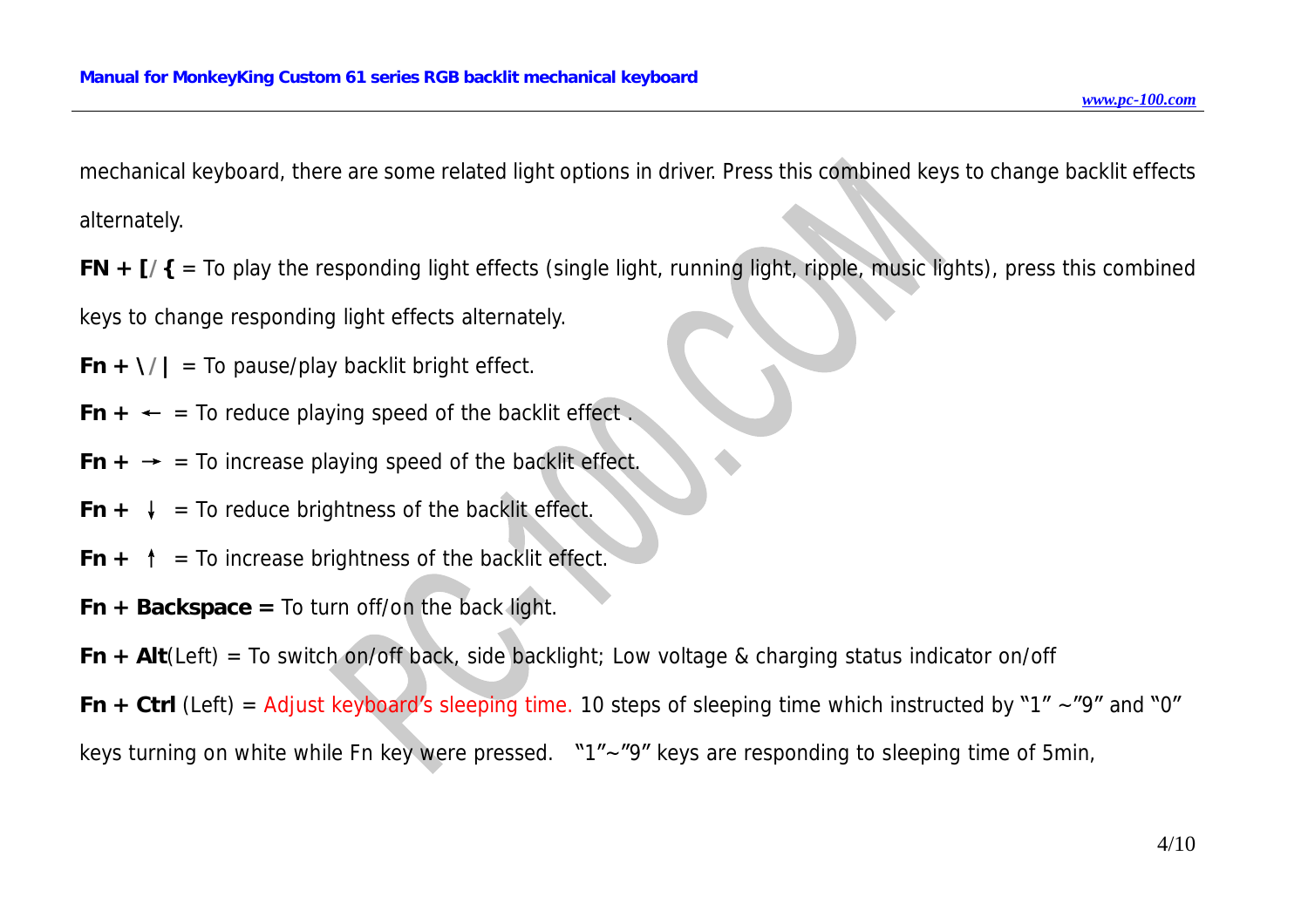mechanical keyboard, there are some related light options in driver. Press this combined keys to change backlit effects alternately.

**FN + [/{** = To play the responding light effects (single light, running light, ripple, music lights), press this combined keys to change responding light effects alternately.

**Fn + \/|** = To pause/play backlit bright effect.

**Fn + ←** = To reduce playing speed of the backlit effect .

**Fn + →** = To increase playing speed of the backlit effect.

**Fn + ↓** = To reduce brightness of the backlit effect.

**Fn + ↑** = To increase brightness of the backlit effect.

**Fn + Backspace =** To turn off/on the back light.

**Fn + Alt**(Left) = To switch on/off back, side backlight; Low voltage & charging status indicator on/off

**Fn + Ctrl** (Left) = Adjust keyboard's sleeping time. 10 steps of sleeping time which instructed by "1" ~"9" and "0" keys turning on white while Fn key were pressed. "1"~"9" keys are responding to sleeping time of 5min,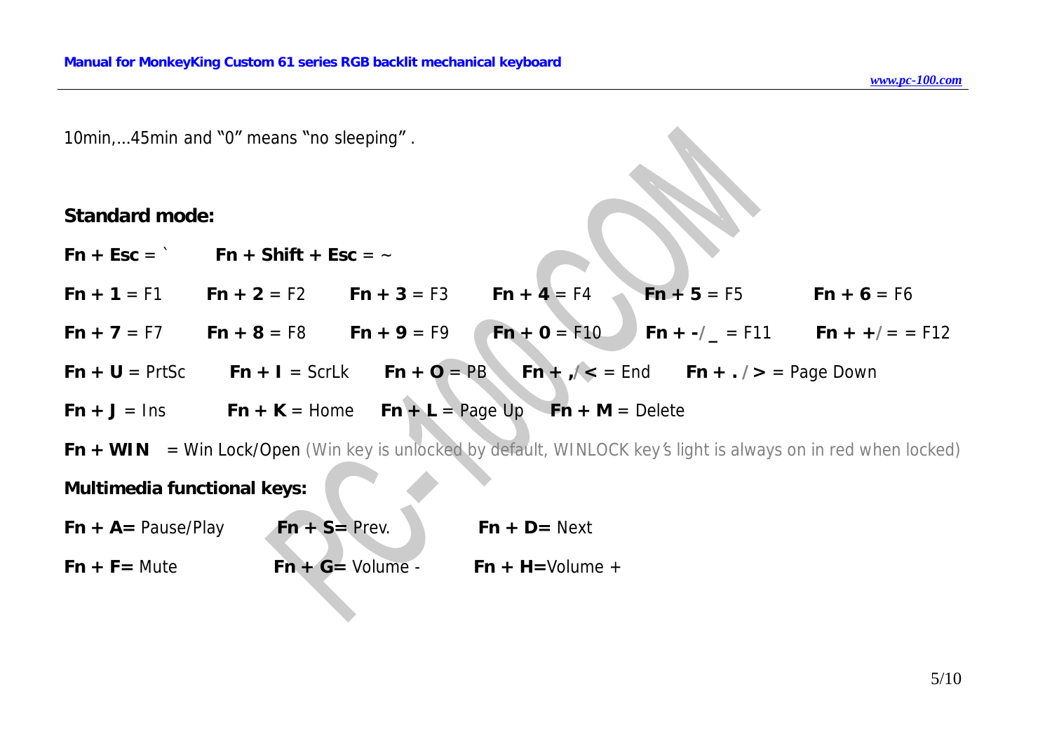10min,…45min and "0" means "no sleeping" .

## Standard mode:

**Fn + Esc** = `　　**Fn + Shift + Esc** = ~

**Fn + 1** = F1　　**Fn + 2** = F2　　**Fn + 3** = F3　　**Fn + 4** = F4　　**Fn + 5** = F5　　**Fn + 6** = F6

**Fn + 7** = F7　　**Fn + 8** = F8　　**Fn + 9** = F9　　**Fn + 0** = F10　　**Fn + -**/_ = F11　　**Fn + +**/= = F12

**Fn + U** = PrtSc　　**Fn + I** = ScrLk　　**Fn + O** = PB　　**Fn + ,/ <** = End　　**Fn + . / >** = Page Down

**Fn + J** = Ins　　**Fn + K** = Home　　**Fn + L** = Page Up　　**Fn + M** = Delete

**Fn + WIN** = Win Lock/Open (Win key is unlocked by default, WINLOCK key's light is always on in red when locked)

**Multimedia functional keys:**

**Fn + A=** Pause/Play　　**Fn + S=** Prev.　　**Fn + D=** Next

**Fn + F=** Mute　　**Fn + G=** Volume -　　**Fn + H=**Volume +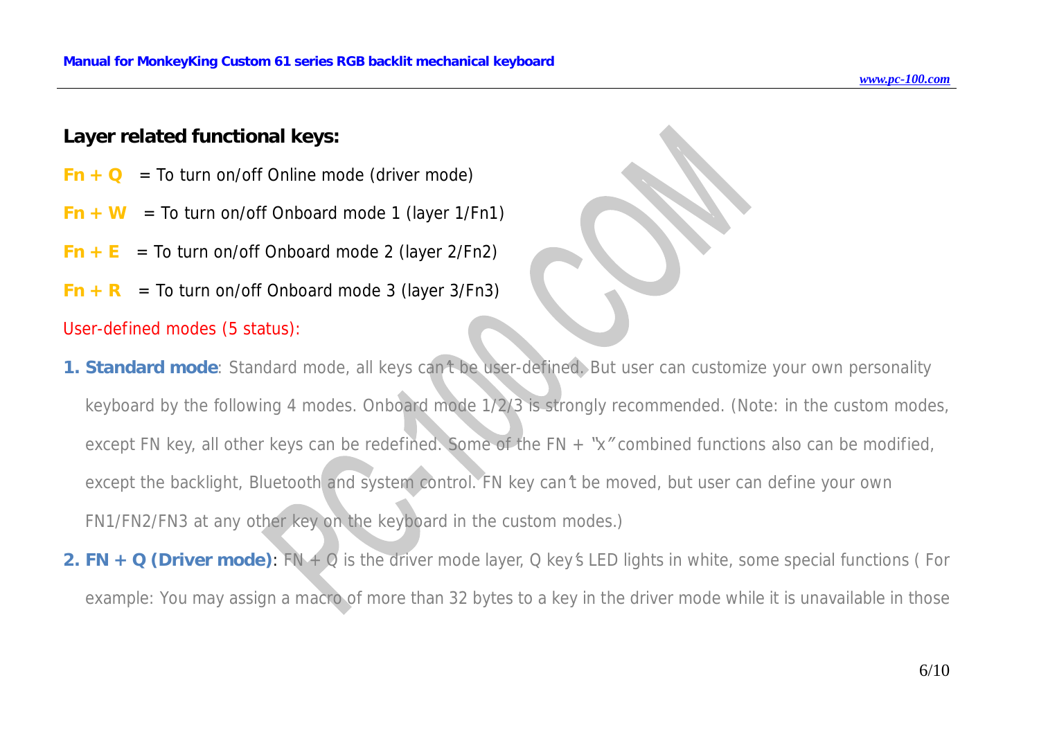## Layer related functional keys:

**Fn + Q** = To turn on/off Online mode (driver mode)

**Fn + W** = To turn on/off Onboard mode 1 (layer 1/Fn1)

**Fn + E** = To turn on/off Onboard mode 2 (layer 2/Fn2)

**Fn + R** = To turn on/off Onboard mode 3 (layer 3/Fn3)

User-defined modes (5 status):

1. **Standard mode**: Standard mode, all keys can't be user-defined. But user can customize your own personality keyboard by the following 4 modes. Onboard mode 1/2/3 is strongly recommended. (Note: in the custom modes, except FN key, all other keys can be redefined. Some of the FN + "x" combined functions also can be modified, except the backlight, Bluetooth and system control. FN key can't be moved, but user can define your own FN1/FN2/FN3 at any other key on the keyboard in the custom modes.)
2. **FN + Q (Driver mode)**: FN + Q is the driver mode layer, Q key's LED lights in white, some special functions ( For example: You may assign a macro of more than 32 bytes to a key in the driver mode while it is unavailable in those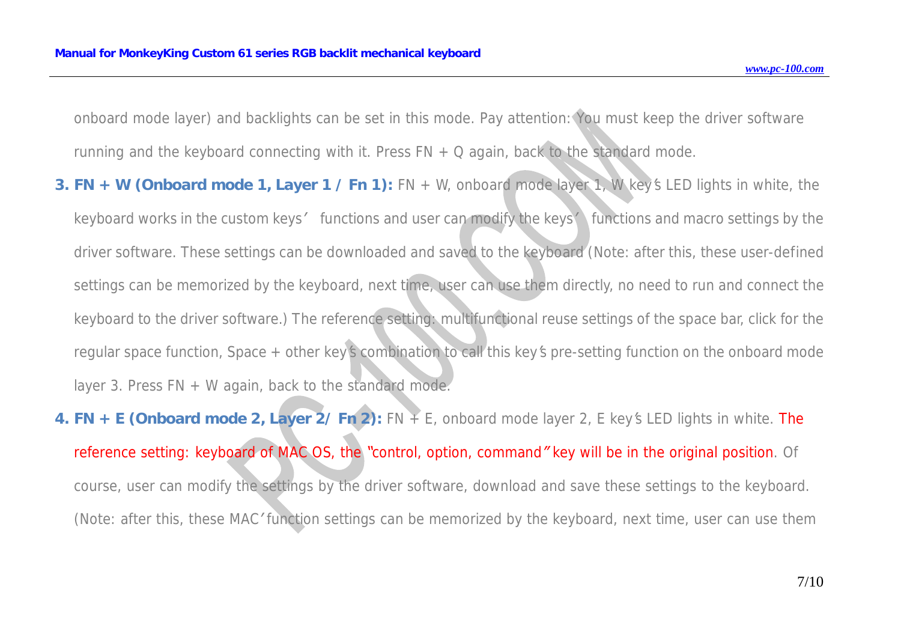onboard mode layer) and backlights can be set in this mode. Pay attention: You must keep the driver software running and the keyboard connecting with it. Press FN + Q again, back to the standard mode.

3. **FN + W (Onboard mode 1, Layer 1 / Fn 1):** FN + W, onboard mode layer 1, W key's LED lights in white, the keyboard works in the custom keys' functions and user can modify the keys' functions and macro settings by the driver software. These settings can be downloaded and saved to the keyboard (Note: after this, these user-defined settings can be memorized by the keyboard, next time, user can use them directly, no need to run and connect the keyboard to the driver software.) The reference setting: multifunctional reuse settings of the space bar, click for the regular space function, Space + other key's combination to call this key's pre-setting function on the onboard mode layer 3. Press FN + W again, back to the standard mode.

4. **FN + E (Onboard mode 2, Layer 2/ Fn 2):** FN + E, onboard mode layer 2, E key's LED lights in white. The reference setting: keyboard of MAC OS, the "control, option, command" key will be in the original position. Of course, user can modify the settings by the driver software, download and save these settings to the keyboard. (Note: after this, these MAC' function settings can be memorized by the keyboard, next time, user can use them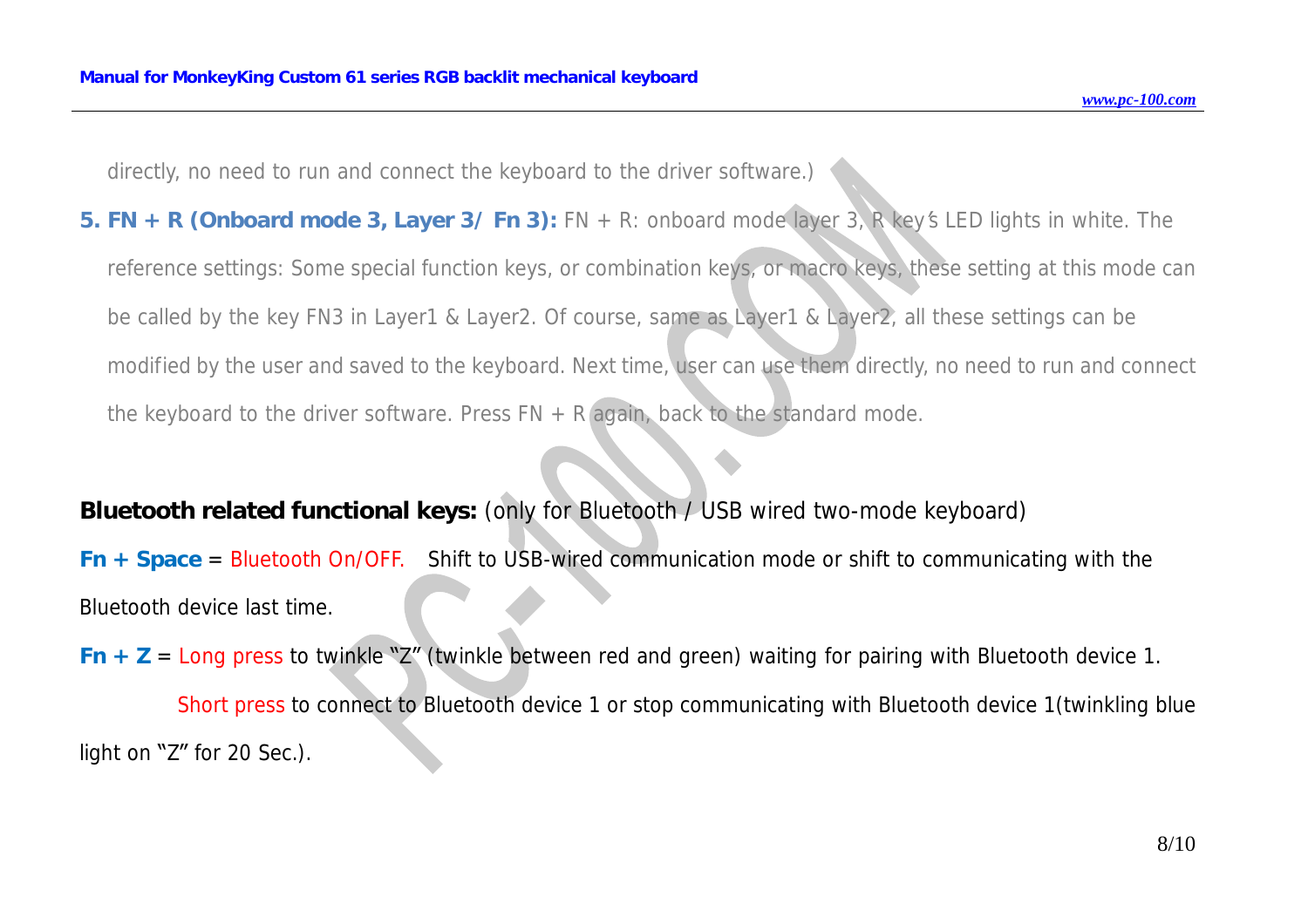directly, no need to run and connect the keyboard to the driver software.)

**5. FN + R (Onboard mode 3, Layer 3/ Fn 3):** FN + R: onboard mode layer 3, R key's LED lights in white. The reference settings: Some special function keys, or combination keys, or macro keys, these setting at this mode can be called by the key FN3 in Layer1 & Layer2. Of course, same as Layer1 & Layer2, all these settings can be modified by the user and saved to the keyboard. Next time, user can use them directly, no need to run and connect the keyboard to the driver software. Press FN + R again, back to the standard mode.

**Bluetooth related functional keys:** (only for Bluetooth / USB wired two-mode keyboard)

**Fn + Space** = Bluetooth On/OFF. Shift to USB-wired communication mode or shift to communicating with the Bluetooth device last time.

**Fn + Z** = Long press to twinkle "Z" (twinkle between red and green) waiting for pairing with Bluetooth device 1.

Short press to connect to Bluetooth device 1 or stop communicating with Bluetooth device 1(twinkling blue light on "Z" for 20 Sec.).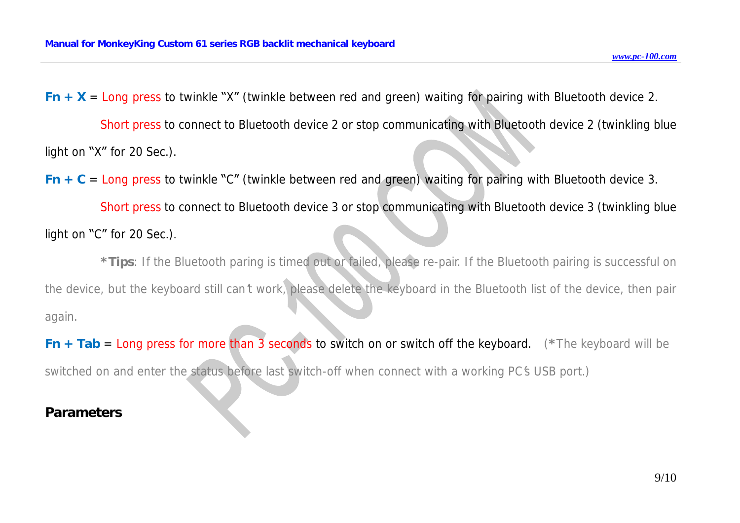**Fn + X** = Long press to twinkle "X" (twinkle between red and green) waiting for pairing with Bluetooth device 2.

Short press to connect to Bluetooth device 2 or stop communicating with Bluetooth device 2 (twinkling blue light on "X" for 20 Sec.).

**Fn + C** = Long press to twinkle "C" (twinkle between red and green) waiting for pairing with Bluetooth device 3.

Short press to connect to Bluetooth device 3 or stop communicating with Bluetooth device 3 (twinkling blue light on "C" for 20 Sec.).

***Tips**: If the Bluetooth paring is timed out or failed, please re-pair. If the Bluetooth pairing is successful on the device, but the keyboard still can't work, please delete the keyboard in the Bluetooth list of the device, then pair again.

**Fn + Tab** = Long press for more than 3 seconds to switch on or switch off the keyboard. (*The keyboard will be switched on and enter the status before last switch-off when connect with a working PC's USB port.)

**Parameters**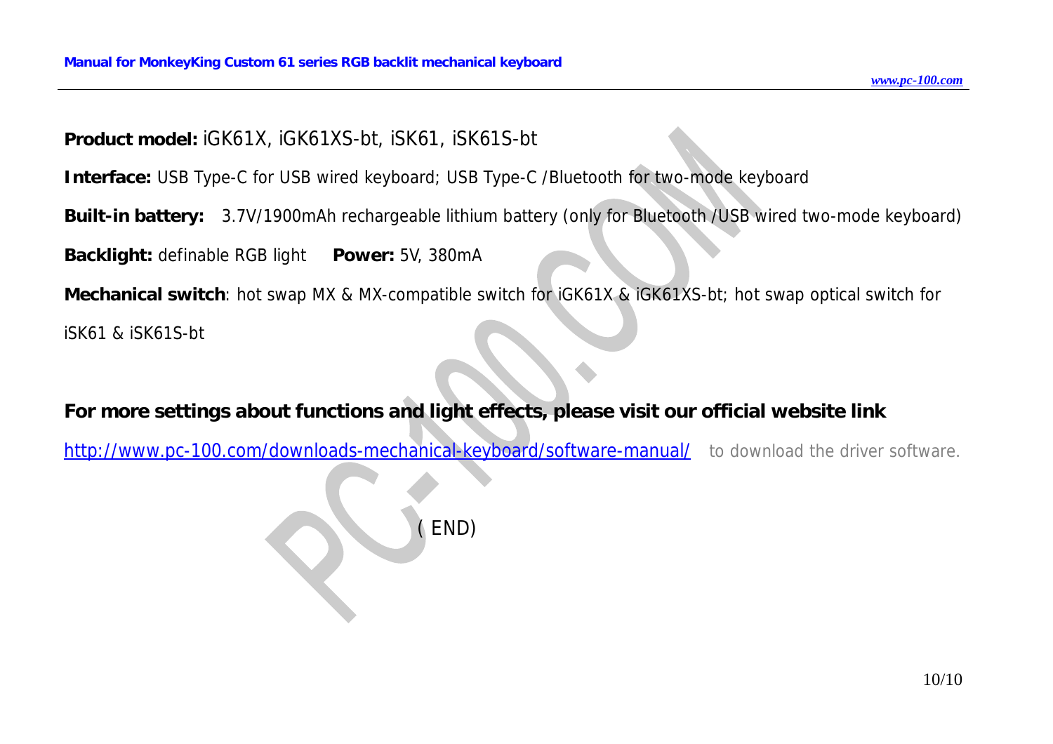**Product model:** iGK61X, iGK61XS-bt, iSK61, iSK61S-bt

**Interface:** USB Type-C for USB wired keyboard; USB Type-C /Bluetooth for two-mode keyboard

**Built-in battery:** 3.7V/1900mAh rechargeable lithium battery (only for Bluetooth /USB wired two-mode keyboard)

**Backlight:** definable RGB light **Power:** 5V, 380mA

**Mechanical switch**: hot swap MX & MX-compatible switch for iGK61X & iGK61XS-bt; hot swap optical switch for iSK61 & iSK61S-bt

**For more settings about functions and light effects, please visit our official website link**

http://www.pc-100.com/downloads-mechanical-keyboard/software-manual/ to download the driver software.

( END)